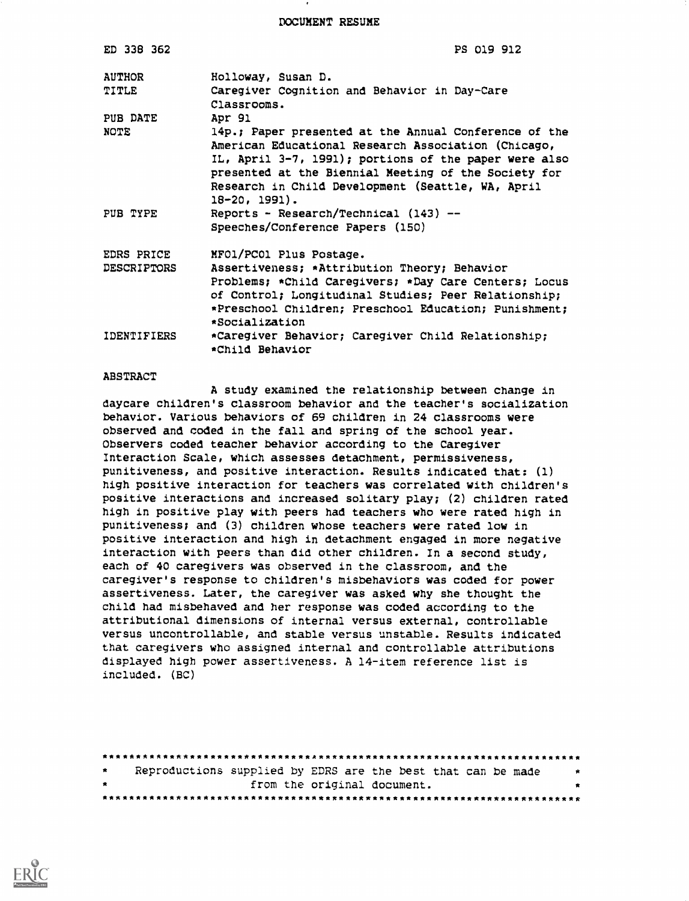DOCUMENT RESUME

| | |
|---|---|
| ED 338 362 | PS 019 912 |
| AUTHOR | Holloway, Susan D. |
| TITLE | Caregiver Cognition and Behavior in Day-Care Classrooms. |
| PUB DATE | Apr 91 |
| NOTE | 14p.; Paper presented at the Annual Conference of the American Educational Research Association (Chicago, IL, April 3-7, 1991); portions of the paper were also presented at the Biennial Meeting of the Society for Research in Child Development (Seattle, WA, April 18-20, 1991). |
| PUB TYPE | Reports - Research/Technical (143) -- Speeches/Conference Papers (150) |
| EDRS PRICE | MF01/PC01 Plus Postage. |
| DESCRIPTORS | Assertiveness; *Attribution Theory; Behavior Problems; *Child Caregivers; *Day Care Centers; Locus of Control; Longitudinal Studies; Peer Relationship; *Preschool Children; Preschool Education; Punishment; *Socialization |
| IDENTIFIERS | *Caregiver Behavior; Caregiver Child Relationship; *Child Behavior |

ABSTRACT

A study examined the relationship between change in daycare children's classroom behavior and the teacher's socialization behavior. Various behaviors of 69 children in 24 classrooms were observed and coded in the fall and spring of the school year. Observers coded teacher behavior according to the Caregiver Interaction Scale, which assesses detachment, permissiveness, punitiveness, and positive interaction. Results indicated that: (1) high positive interaction for teachers was correlated with children's positive interactions and increased solitary play; (2) children rated high in positive play with peers had teachers who were rated high in punitiveness; and (3) children whose teachers were rated low in positive interaction and high in detachment engaged in more negative interaction with peers than did other children. In a second study, each of 40 caregivers was observed in the classroom, and the caregiver's response to children's misbehaviors was coded for power assertiveness. Later, the caregiver was asked why she thought the child had misbehaved and her response was coded according to the attributional dimensions of internal versus external, controllable versus uncontrollable, and stable versus unstable. Results indicated that caregivers who assigned internal and controllable attributions displayed high power assertiveness. A 14-item reference list is included. (BC)

***********************************************************************
* Reproductions supplied by EDRS are the best that can be made *
* from the original document. *
***********************************************************************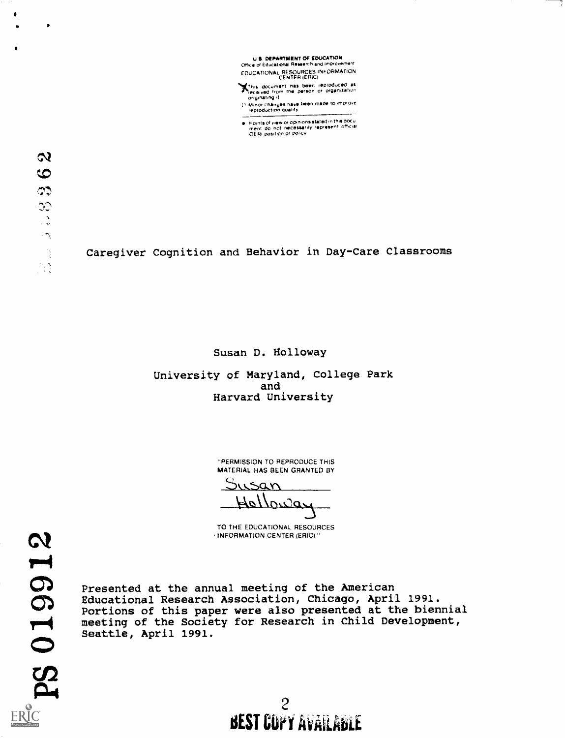U.S. DEPARTMENT OF EDUCATION
Office of Educational Research and Improvement
EDUCATIONAL RESOURCES INFORMATION CENTER (ERIC)

- This document has been reproduced as received from the person or organization originating it
- Minor changes have been made to improve reproduction quality

- Points of view or opinions stated in this document do not necessarily represent official OERI position or policy

# Caregiver Cognition and Behavior in Day-Care Classrooms

Susan D. Holloway

University of Maryland, College Park
and
Harvard University

"PERMISSION TO REPRODUCE THIS MATERIAL HAS BEEN GRANTED BY

Susan Holloway

TO THE EDUCATIONAL RESOURCES INFORMATION CENTER (ERIC)."

Presented at the annual meeting of the American Educational Research Association, Chicago, April 1991. Portions of this paper were also presented at the biennial meeting of the Society for Research in Child Development, Seattle, April 1991.

PS 019912

BEST COPY AVAILABLE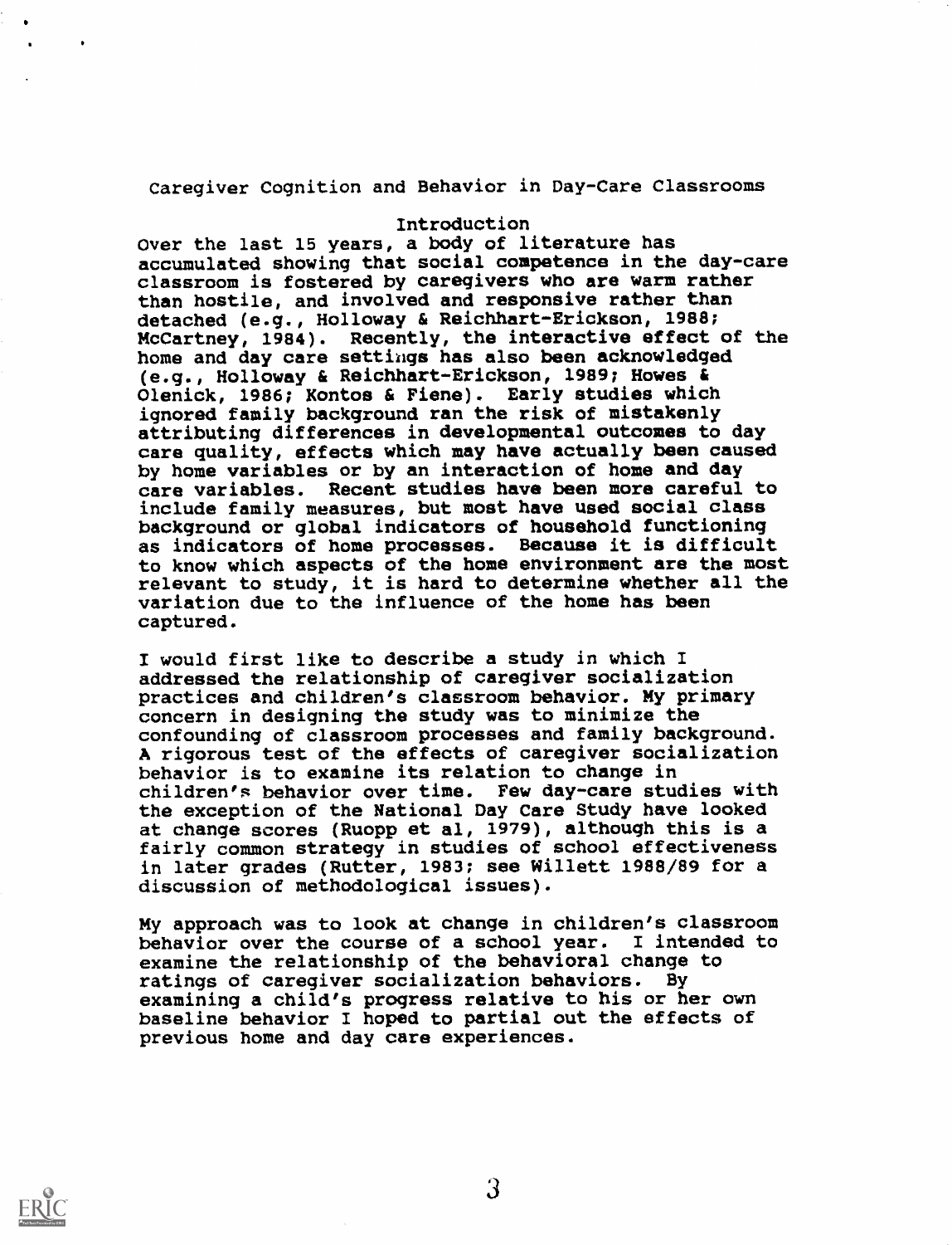# Caregiver Cognition and Behavior in Day-Care Classrooms

## Introduction

Over the last 15 years, a body of literature has accumulated showing that social competence in the day-care classroom is fostered by caregivers who are warm rather than hostile, and involved and responsive rather than detached (e.g., Holloway & Reichhart-Erickson, 1988; McCartney, 1984). Recently, the interactive effect of the home and day care settings has also been acknowledged (e.g., Holloway & Reichhart-Erickson, 1989; Howes & Olenick, 1986; Kontos & Fiene). Early studies which ignored family background ran the risk of mistakenly attributing differences in developmental outcomes to day care quality, effects which may have actually been caused by home variables or by an interaction of home and day care variables. Recent studies have been more careful to include family measures, but most have used social class background or global indicators of household functioning as indicators of home processes. Because it is difficult to know which aspects of the home environment are the most relevant to study, it is hard to determine whether all the variation due to the influence of the home has been captured.

I would first like to describe a study in which I addressed the relationship of caregiver socialization practices and children's classroom behavior. My primary concern in designing the study was to minimize the confounding of classroom processes and family background. A rigorous test of the effects of caregiver socialization behavior is to examine its relation to change in children's behavior over time. Few day-care studies with the exception of the National Day Care Study have looked at change scores (Ruopp et al, 1979), although this is a fairly common strategy in studies of school effectiveness in later grades (Rutter, 1983; see Willett 1988/89 for a discussion of methodological issues).

My approach was to look at change in children's classroom behavior over the course of a school year. I intended to examine the relationship of the behavioral change to ratings of caregiver socialization behaviors. By examining a child's progress relative to his or her own baseline behavior I hoped to partial out the effects of previous home and day care experiences.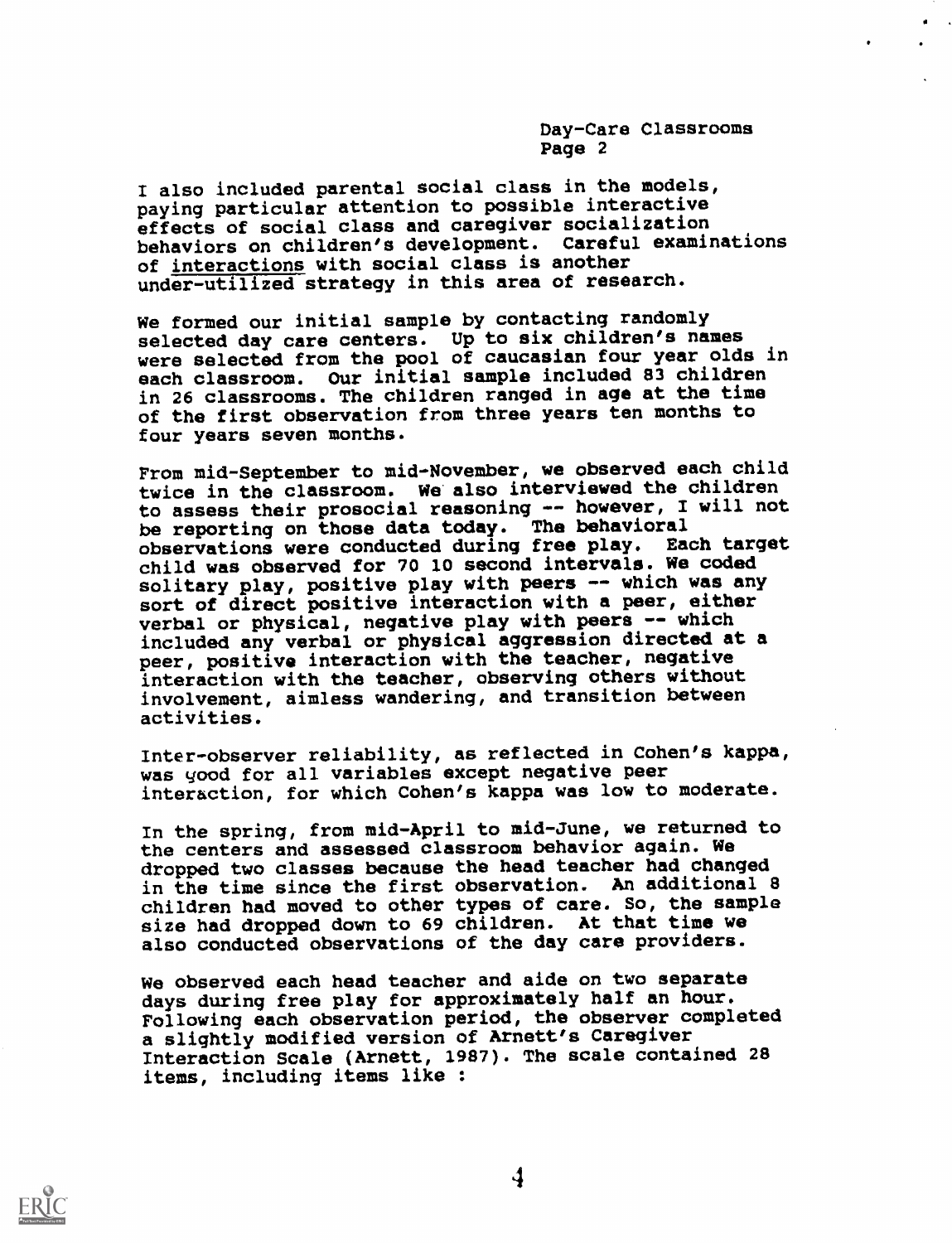I also included parental social class in the models, paying particular attention to possible interactive effects of social class and caregiver socialization behaviors on children's development. Careful examinations of <u>interactions</u> with social class is another under-utilized strategy in this area of research.

We formed our initial sample by contacting randomly selected day care centers. Up to six children's names were selected from the pool of caucasian four year olds in each classroom. Our initial sample included 83 children in 26 classrooms. The children ranged in age at the time of the first observation from three years ten months to four years seven months.

From mid-September to mid-November, we observed each child twice in the classroom. We also interviewed the children to assess their prosocial reasoning -- however, I will not be reporting on those data today. The behavioral observations were conducted during free play. Each target child was observed for 70 10 second intervals. We coded solitary play, positive play with peers -- which was any sort of direct positive interaction with a peer, either verbal or physical, negative play with peers -- which included any verbal or physical aggression directed at a peer, positive interaction with the teacher, negative interaction with the teacher, observing others without involvement, aimless wandering, and transition between activities.

Inter-observer reliability, as reflected in Cohen's kappa, was good for all variables except negative peer interaction, for which Cohen's kappa was low to moderate.

In the spring, from mid-April to mid-June, we returned to the centers and assessed classroom behavior again. We dropped two classes because the head teacher had changed in the time since the first observation. An additional 8 children had moved to other types of care. So, the sample size had dropped down to 69 children. At that time we also conducted observations of the day care providers.

We observed each head teacher and aide on two separate days during free play for approximately half an hour. Following each observation period, the observer completed a slightly modified version of Arnett's Caregiver Interaction Scale (Arnett, 1987). The scale contained 28 items, including items like :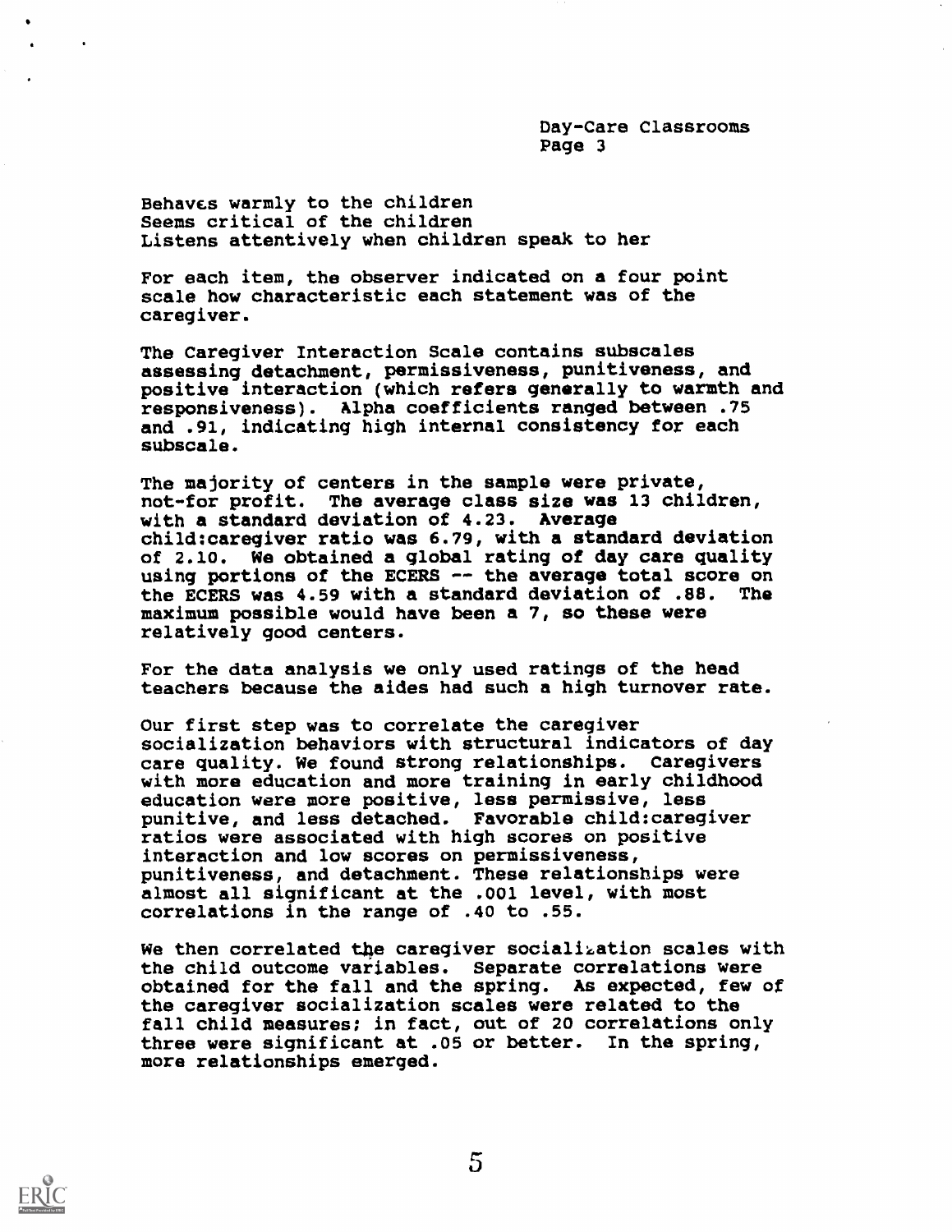Behaves warmly to the children
Seems critical of the children
Listens attentively when children speak to her

For each item, the observer indicated on a four point scale how characteristic each statement was of the caregiver.

The Caregiver Interaction Scale contains subscales assessing detachment, permissiveness, punitiveness, and positive interaction (which refers generally to warmth and responsiveness). Alpha coefficients ranged between .75 and .91, indicating high internal consistency for each subscale.

The majority of centers in the sample were private, not-for profit. The average class size was 13 children, with a standard deviation of 4.23. Average child:caregiver ratio was 6.79, with a standard deviation of 2.10. We obtained a global rating of day care quality using portions of the ECERS -- the average total score on the ECERS was 4.59 with a standard deviation of .88. The maximum possible would have been a 7, so these were relatively good centers.

For the data analysis we only used ratings of the head teachers because the aides had such a high turnover rate.

Our first step was to correlate the caregiver socialization behaviors with structural indicators of day care quality. We found strong relationships. Caregivers with more education and more training in early childhood education were more positive, less permissive, less punitive, and less detached. Favorable child:caregiver ratios were associated with high scores on positive interaction and low scores on permissiveness, punitiveness, and detachment. These relationships were almost all significant at the .001 level, with most correlations in the range of .40 to .55.

We then correlated the caregiver socialization scales with the child outcome variables. Separate correlations were obtained for the fall and the spring. As expected, few of the caregiver socialization scales were related to the fall child measures; in fact, out of 20 correlations only three were significant at .05 or better. In the spring, more relationships emerged.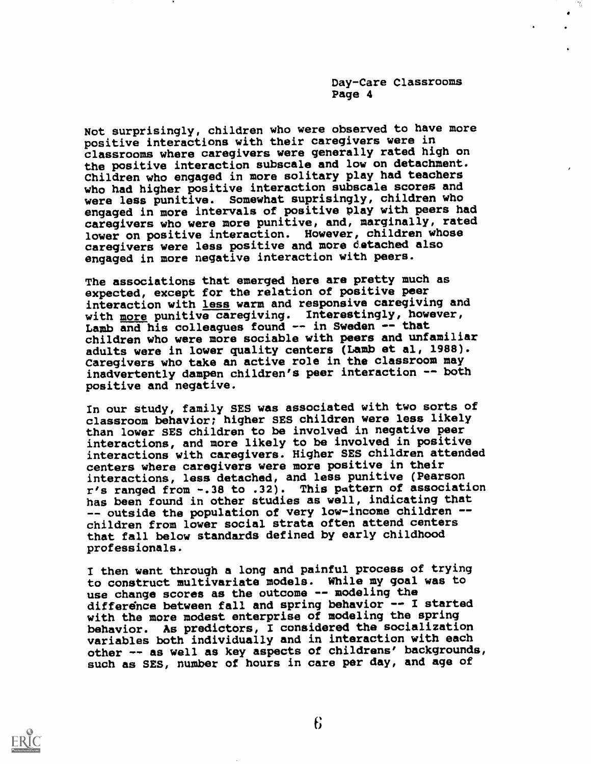Not surprisingly, children who were observed to have more positive interactions with their caregivers were in classrooms where caregivers were generally rated high on the positive interaction subscale and low on detachment. Children who engaged in more solitary play had teachers who had higher positive interaction subscale scores and were less punitive. Somewhat suprisingly, children who engaged in more intervals of positive play with peers had caregivers who were more punitive, and, marginally, rated lower on positive interaction. However, children whose caregivers were less positive and more detached also engaged in more negative interaction with peers.

The associations that emerged here are pretty much as expected, except for the relation of positive peer interaction with <u>less</u> warm and responsive caregiving and with <u>more</u> punitive caregiving. Interestingly, however, Lamb and his colleagues found -- in Sweden -- that children who were more sociable with peers and unfamiliar adults were in lower quality centers (Lamb et al, 1988). Caregivers who take an active role in the classroom may inadvertently dampen children's peer interaction -- both positive and negative.

In our study, family SES was associated with two sorts of classroom behavior; higher SES children were less likely than lower SES children to be involved in negative peer interactions, and more likely to be involved in positive interactions with caregivers. Higher SES children attended centers where caregivers were more positive in their interactions, less detached, and less punitive (Pearson r's ranged from -.38 to .32). This pattern of association has been found in other studies as well, indicating that -- outside the population of very low-income children -- children from lower social strata often attend centers that fall below standards defined by early childhood professionals.

I then went through a long and painful process of trying to construct multivariate models. While my goal was to use change scores as the outcome -- modeling the difference between fall and spring behavior -- I started with the more modest enterprise of modeling the spring behavior. As predictors, I considered the socialization variables both individually and in interaction with each other -- as well as key aspects of childrens' backgrounds, such as SES, number of hours in care per day, and age of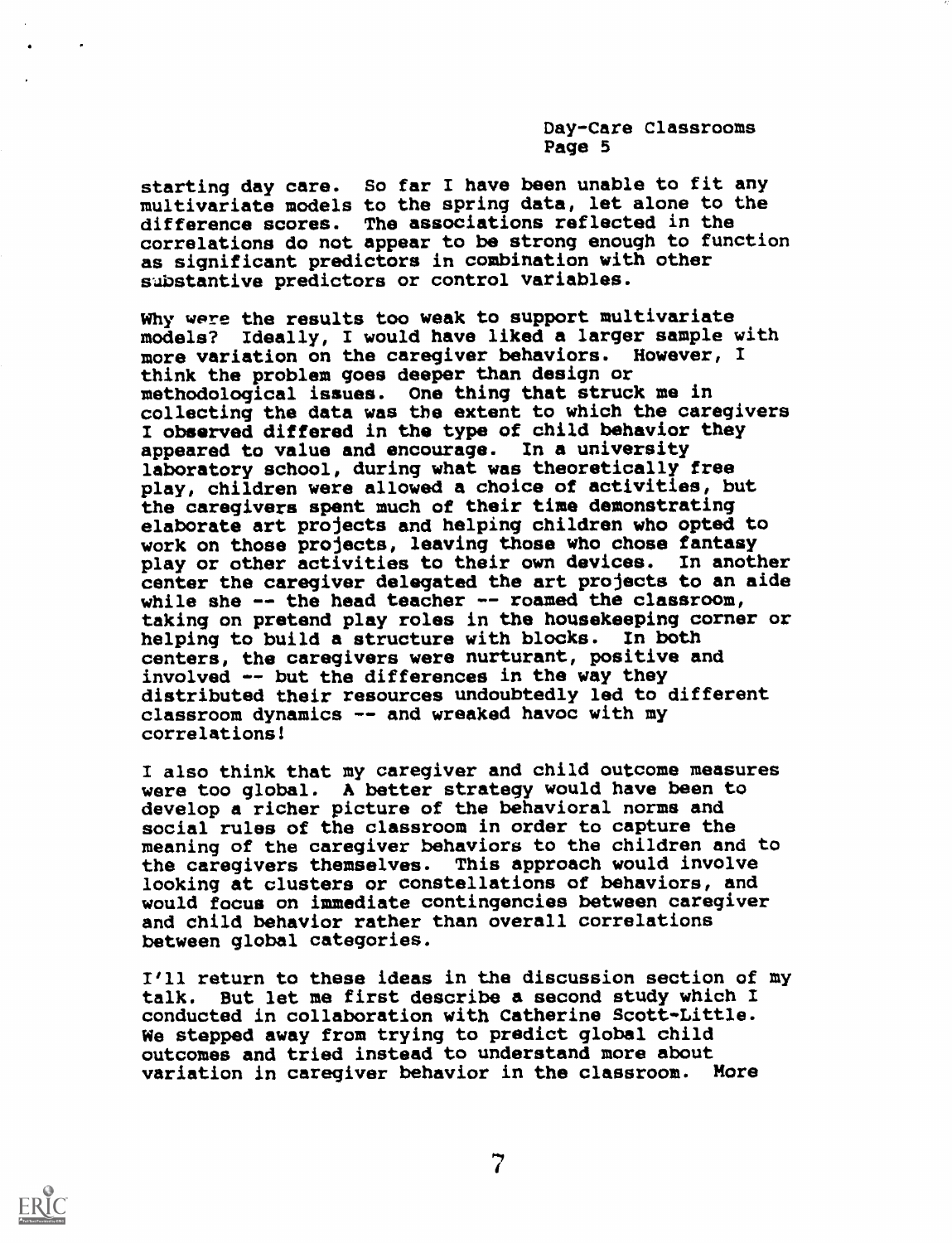starting day care. So far I have been unable to fit any multivariate models to the spring data, let alone to the difference scores. The associations reflected in the correlations do not appear to be strong enough to function as significant predictors in combination with other substantive predictors or control variables.

Why were the results too weak to support multivariate models? Ideally, I would have liked a larger sample with more variation on the caregiver behaviors. However, I think the problem goes deeper than design or methodological issues. One thing that struck me in collecting the data was the extent to which the caregivers I observed differed in the type of child behavior they appeared to value and encourage. In a university laboratory school, during what was theoretically free play, children were allowed a choice of activities, but the caregivers spent much of their time demonstrating elaborate art projects and helping children who opted to work on those projects, leaving those who chose fantasy play or other activities to their own devices. In another center the caregiver delegated the art projects to an aide while she -- the head teacher -- roamed the classroom, taking on pretend play roles in the housekeeping corner or helping to build a structure with blocks. In both centers, the caregivers were nurturant, positive and involved -- but the differences in the way they distributed their resources undoubtedly led to different classroom dynamics -- and wreaked havoc with my correlations!

I also think that my caregiver and child outcome measures were too global. A better strategy would have been to develop a richer picture of the behavioral norms and social rules of the classroom in order to capture the meaning of the caregiver behaviors to the children and to the caregivers themselves. This approach would involve looking at clusters or constellations of behaviors, and would focus on immediate contingencies between caregiver and child behavior rather than overall correlations between global categories.

I'll return to these ideas in the discussion section of my talk. But let me first describe a second study which I conducted in collaboration with Catherine Scott-Little. We stepped away from trying to predict global child outcomes and tried instead to understand more about variation in caregiver behavior in the classroom. More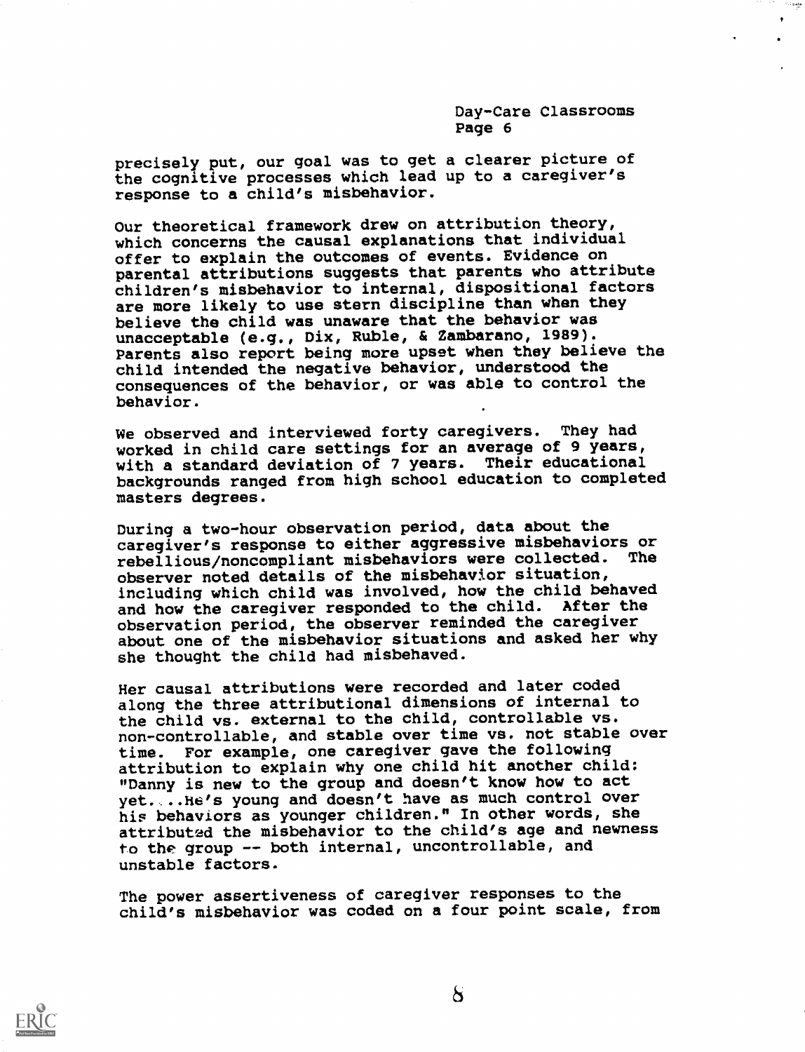precisely put, our goal was to get a clearer picture of the cognitive processes which lead up to a caregiver's response to a child's misbehavior.

Our theoretical framework drew on attribution theory, which concerns the causal explanations that individual offer to explain the outcomes of events. Evidence on parental attributions suggests that parents who attribute children's misbehavior to internal, dispositional factors are more likely to use stern discipline than when they believe the child was unaware that the behavior was unacceptable (e.g., Dix, Ruble, & Zambarano, 1989). Parents also report being more upset when they believe the child intended the negative behavior, understood the consequences of the behavior, or was able to control the behavior.

We observed and interviewed forty caregivers. They had worked in child care settings for an average of 9 years, with a standard deviation of 7 years. Their educational backgrounds ranged from high school education to completed masters degrees.

During a two-hour observation period, data about the caregiver's response to either aggressive misbehaviors or rebellious/noncompliant misbehaviors were collected. The observer noted details of the misbehavior situation, including which child was involved, how the child behaved and how the caregiver responded to the child. After the observation period, the observer reminded the caregiver about one of the misbehavior situations and asked her why she thought the child had misbehaved.

Her causal attributions were recorded and later coded along the three attributional dimensions of internal to the child vs. external to the child, controllable vs. non-controllable, and stable over time vs. not stable over time. For example, one caregiver gave the following attribution to explain why one child hit another child: "Danny is new to the group and doesn't know how to act yet....He's young and doesn't have as much control over his behaviors as younger children." In other words, she attributed the misbehavior to the child's age and newness to the group -- both internal, uncontrollable, and unstable factors.

The power assertiveness of caregiver responses to the child's misbehavior was coded on a four point scale, from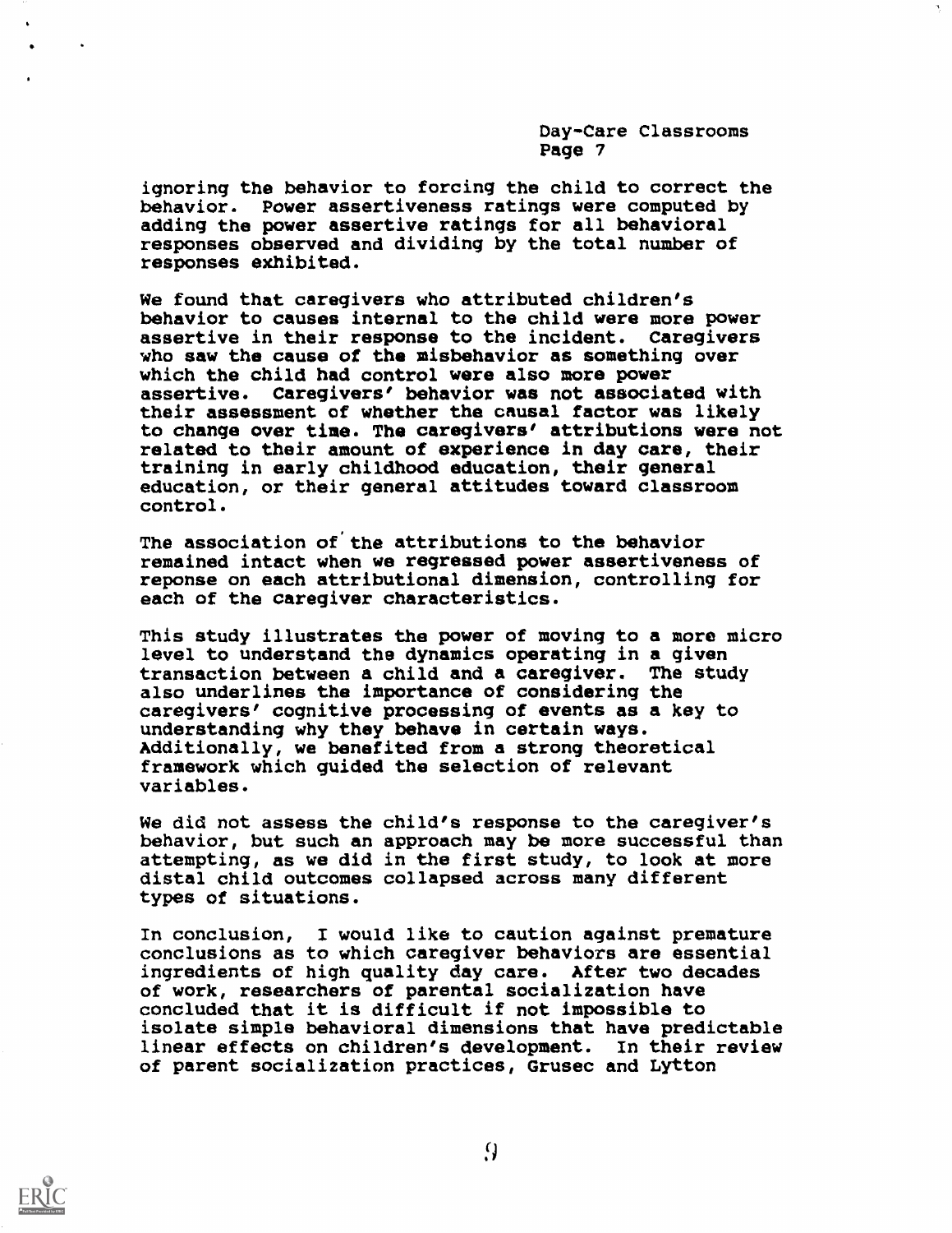ignoring the behavior to forcing the child to correct the behavior. Power assertiveness ratings were computed by adding the power assertive ratings for all behavioral responses observed and dividing by the total number of responses exhibited.

We found that caregivers who attributed children's behavior to causes internal to the child were more power assertive in their response to the incident. Caregivers who saw the cause of the misbehavior as something over which the child had control were also more power assertive. Caregivers' behavior was not associated with their assessment of whether the causal factor was likely to change over time. The caregivers' attributions were not related to their amount of experience in day care, their training in early childhood education, their general education, or their general attitudes toward classroom control.

The association of the attributions to the behavior remained intact when we regressed power assertiveness of reponse on each attributional dimension, controlling for each of the caregiver characteristics.

This study illustrates the power of moving to a more micro level to understand the dynamics operating in a given transaction between a child and a caregiver. The study also underlines the importance of considering the caregivers' cognitive processing of events as a key to understanding why they behave in certain ways. Additionally, we benefited from a strong theoretical framework which guided the selection of relevant variables.

We did not assess the child's response to the caregiver's behavior, but such an approach may be more successful than attempting, as we did in the first study, to look at more distal child outcomes collapsed across many different types of situations.

In conclusion, I would like to caution against premature conclusions as to which caregiver behaviors are essential ingredients of high quality day care. After two decades of work, researchers of parental socialization have concluded that it is difficult if not impossible to isolate simple behavioral dimensions that have predictable linear effects on children's development. In their review of parent socialization practices, Grusec and Lytton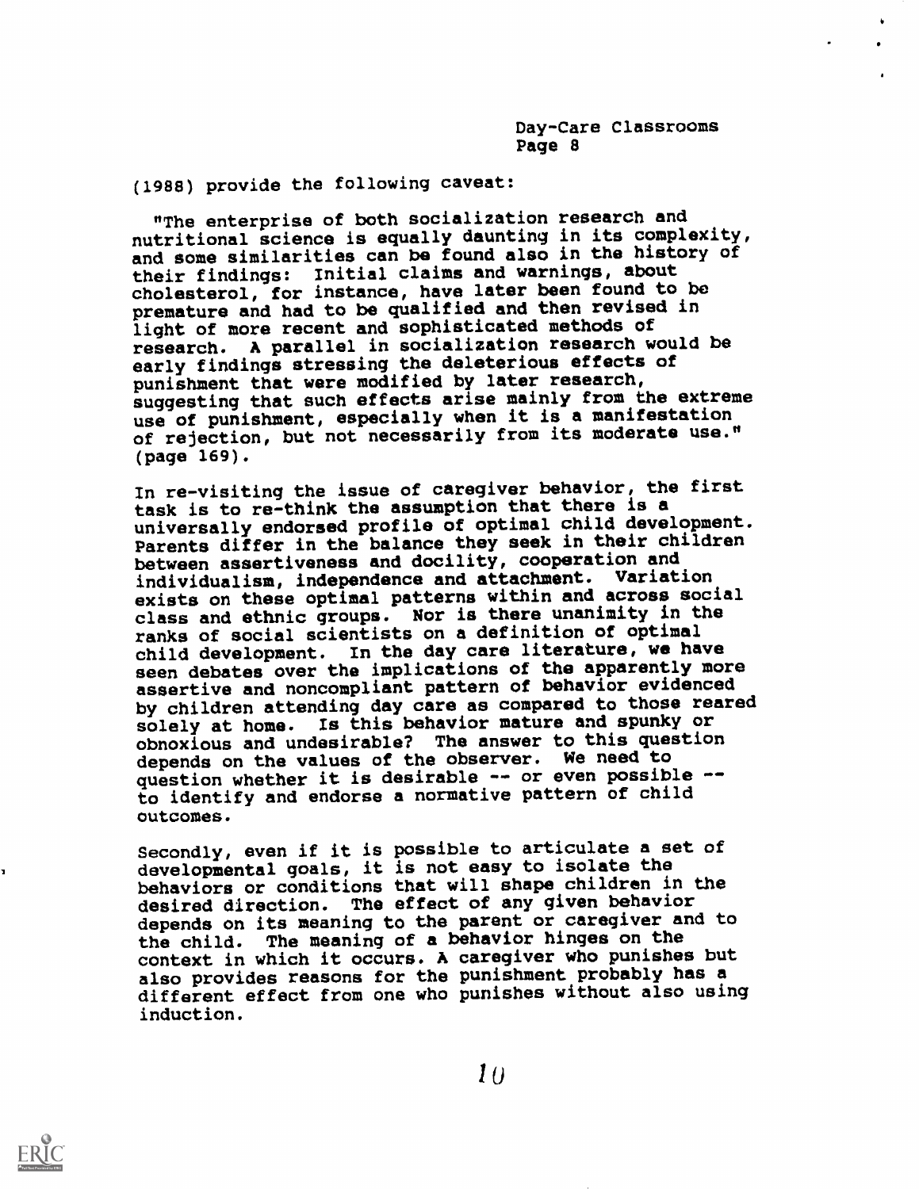(1988) provide the following caveat:

"The enterprise of both socialization research and nutritional science is equally daunting in its complexity, and some similarities can be found also in the history of their findings: Initial claims and warnings, about cholesterol, for instance, have later been found to be premature and had to be qualified and then revised in light of more recent and sophisticated methods of research. A parallel in socialization research would be early findings stressing the deleterious effects of punishment that were modified by later research, suggesting that such effects arise mainly from the extreme use of punishment, especially when it is a manifestation of rejection, but not necessarily from its moderate use." (page 169).

In re-visiting the issue of caregiver behavior, the first task is to re-think the assumption that there is a universally endorsed profile of optimal child development. Parents differ in the balance they seek in their children between assertiveness and docility, cooperation and individualism, independence and attachment. Variation exists on these optimal patterns within and across social class and ethnic groups. Nor is there unanimity in the ranks of social scientists on a definition of optimal child development. In the day care literature, we have seen debates over the implications of the apparently more assertive and noncompliant pattern of behavior evidenced by children attending day care as compared to those reared solely at home. Is this behavior mature and spunky or obnoxious and undesirable? The answer to this question depends on the values of the observer. We need to question whether it is desirable -- or even possible -- to identify and endorse a normative pattern of child outcomes.

Secondly, even if it is possible to articulate a set of developmental goals, it is not easy to isolate the behaviors or conditions that will shape children in the desired direction. The effect of any given behavior depends on its meaning to the parent or caregiver and to the child. The meaning of a behavior hinges on the context in which it occurs. A caregiver who punishes but also provides reasons for the punishment probably has a different effect from one who punishes without also using induction.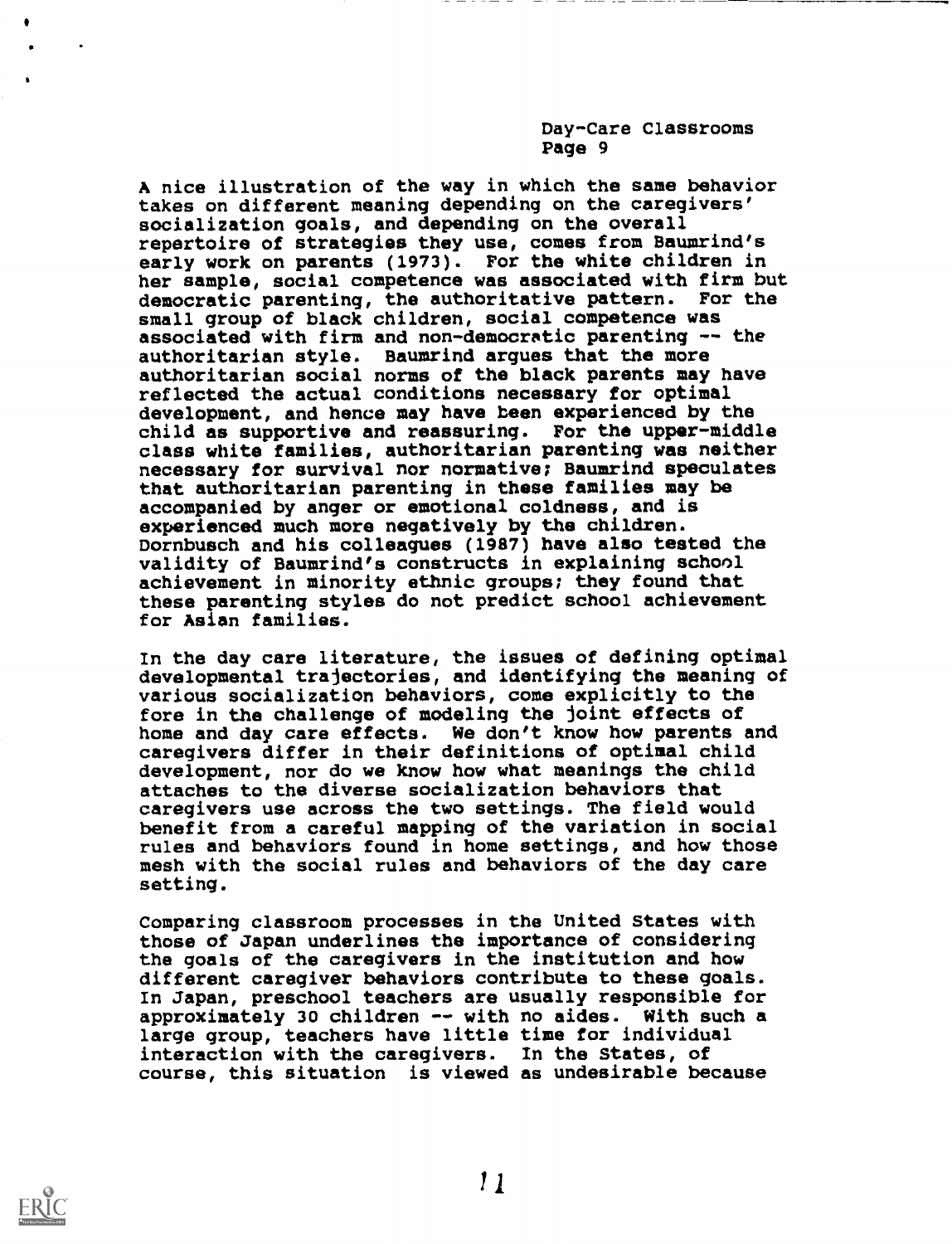A nice illustration of the way in which the same behavior takes on different meaning depending on the caregivers' socialization goals, and depending on the overall repertoire of strategies they use, comes from Baumrind's early work on parents (1973). For the white children in her sample, social competence was associated with firm but democratic parenting, the authoritative pattern. For the small group of black children, social competence was associated with firm and non-democratic parenting -- the authoritarian style. Baumrind argues that the more authoritarian social norms of the black parents may have reflected the actual conditions necessary for optimal development, and hence may have been experienced by the child as supportive and reassuring. For the upper-middle class white families, authoritarian parenting was neither necessary for survival nor normative; Baumrind speculates that authoritarian parenting in these families may be accompanied by anger or emotional coldness, and is experienced much more negatively by the children. Dornbusch and his colleagues (1987) have also tested the validity of Baumrind's constructs in explaining school achievement in minority ethnic groups; they found that these parenting styles do not predict school achievement for Asian families.

In the day care literature, the issues of defining optimal developmental trajectories, and identifying the meaning of various socialization behaviors, come explicitly to the fore in the challenge of modeling the joint effects of home and day care effects. We don't know how parents and caregivers differ in their definitions of optimal child development, nor do we know how what meanings the child attaches to the diverse socialization behaviors that caregivers use across the two settings. The field would benefit from a careful mapping of the variation in social rules and behaviors found in home settings, and how those mesh with the social rules and behaviors of the day care setting.

Comparing classroom processes in the United States with those of Japan underlines the importance of considering the goals of the caregivers in the institution and how different caregiver behaviors contribute to these goals. In Japan, preschool teachers are usually responsible for approximately 30 children -- with no aides. With such a large group, teachers have little time for individual interaction with the caregivers. In the States, of course, this situation is viewed as undesirable because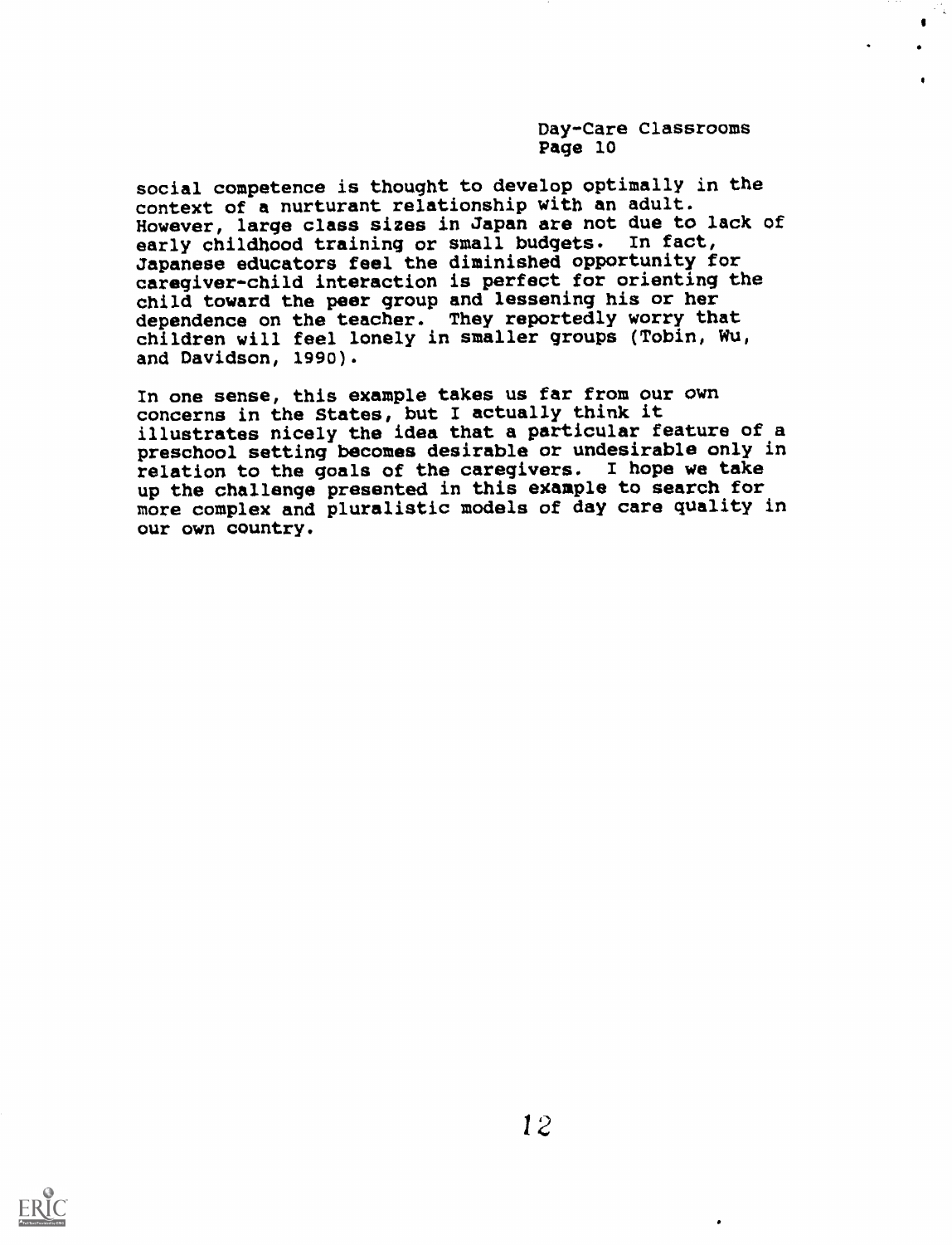social competence is thought to develop optimally in the context of a nurturant relationship with an adult. However, large class sizes in Japan are not due to lack of early childhood training or small budgets. In fact, Japanese educators feel the diminished opportunity for caregiver-child interaction is perfect for orienting the child toward the peer group and lessening his or her dependence on the teacher. They reportedly worry that children will feel lonely in smaller groups (Tobin, Wu, and Davidson, 1990).

In one sense, this example takes us far from our own concerns in the States, but I actually think it illustrates nicely the idea that a particular feature of a preschool setting becomes desirable or undesirable only in relation to the goals of the caregivers. I hope we take up the challenge presented in this example to search for more complex and pluralistic models of day care quality in our own country.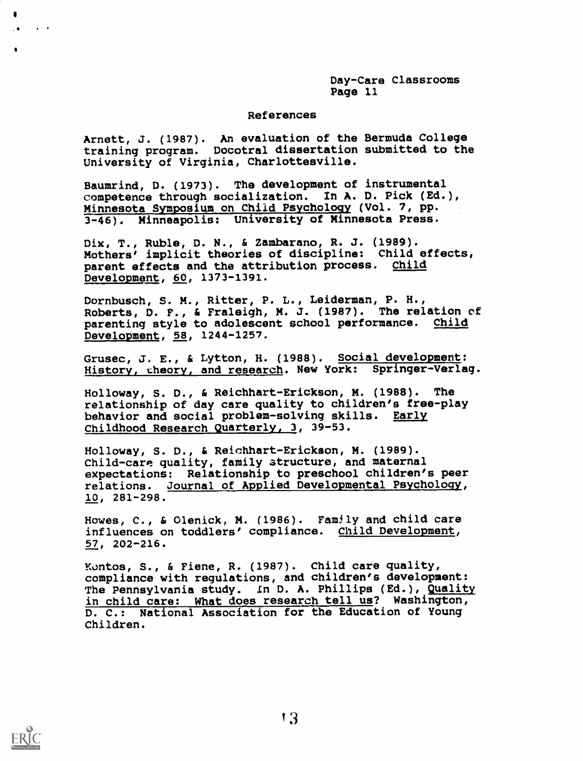## References

Arnett, J. (1987). An evaluation of the Bermuda College training program. Docotral dissertation submitted to the University of Virginia, Charlottesville.

Baumrind, D. (1973). The development of instrumental competence through socialization. In A. D. Pick (Ed.), Minnesota Symposium on Child Psychology (Vol. 7, pp. 3-46). Minneapolis: University of Minnesota Press.

Dix, T., Ruble, D. N., & Zambarano, R. J. (1989). Mothers' implicit theories of discipline: Child effects, parent effects and the attribution process. Child Development, 60, 1373-1391.

Dornbusch, S. M., Ritter, P. L., Leiderman, P. H., Roberts, D. F., & Fraleigh, M. J. (1987). The relation of parenting style to adolescent school performance. Child Development, 58, 1244-1257.

Grusec, J. E., & Lytton, H. (1988). Social development: History, theory, and research. New York: Springer-Verlag.

Holloway, S. D., & Reichhart-Erickson, M. (1988). The relationship of day care quality to children's free-play behavior and social problem-solving skills. Early Childhood Research Quarterly, 3, 39-53.

Holloway, S. D., & Reichhart-Erickson, M. (1989). Child-care quality, family structure, and maternal expectations: Relationship to preschool children's peer relations. Journal of Applied Developmental Psychology, 10, 281-298.

Howes, C., & Olenick, M. (1986). Family and child care influences on toddlers' compliance. Child Development, 57, 202-216.

Kontos, S., & Fiene, R. (1987). Child care quality, compliance with regulations, and children's development: The Pennsylvania study. In D. A. Phillips (Ed.), Quality in child care: What does research tell us? Washington, D. C.: National Association for the Education of Young Children.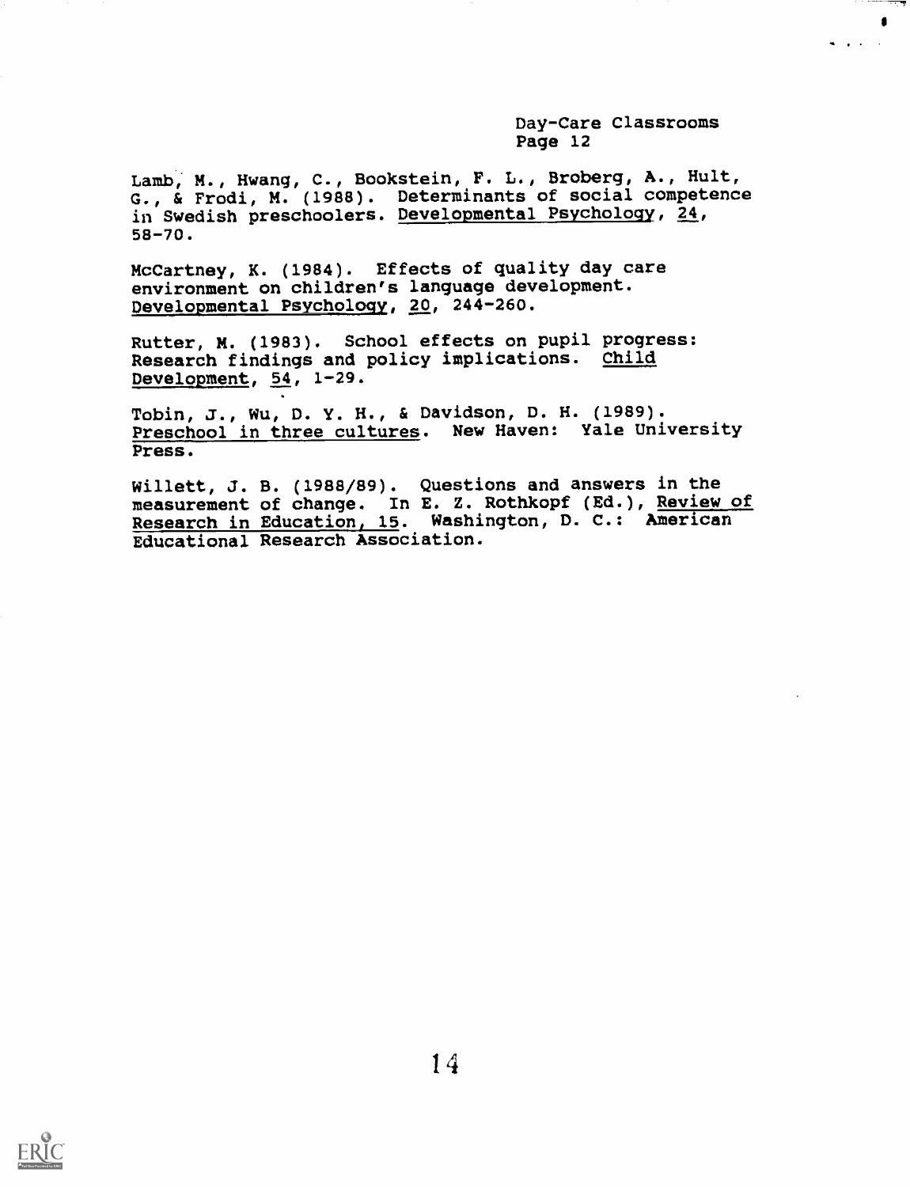Lamb, M., Hwang, C., Bookstein, F. L., Broberg, A., Hult, G., & Frodi, M. (1988). Determinants of social competence in Swedish preschoolers. Developmental Psychology, 24, 58-70.

McCartney, K. (1984). Effects of quality day care environment on children's language development. Developmental Psychology, 20, 244-260.

Rutter, M. (1983). School effects on pupil progress: Research findings and policy implications. Child Development, 54, 1-29.

Tobin, J., Wu, D. Y. H., & Davidson, D. H. (1989). Preschool in three cultures. New Haven: Yale University Press.

Willett, J. B. (1988/89). Questions and answers in the measurement of change. In E. Z. Rothkopf (Ed.), Review of Research in Education, 15. Washington, D. C.: American Educational Research Association.